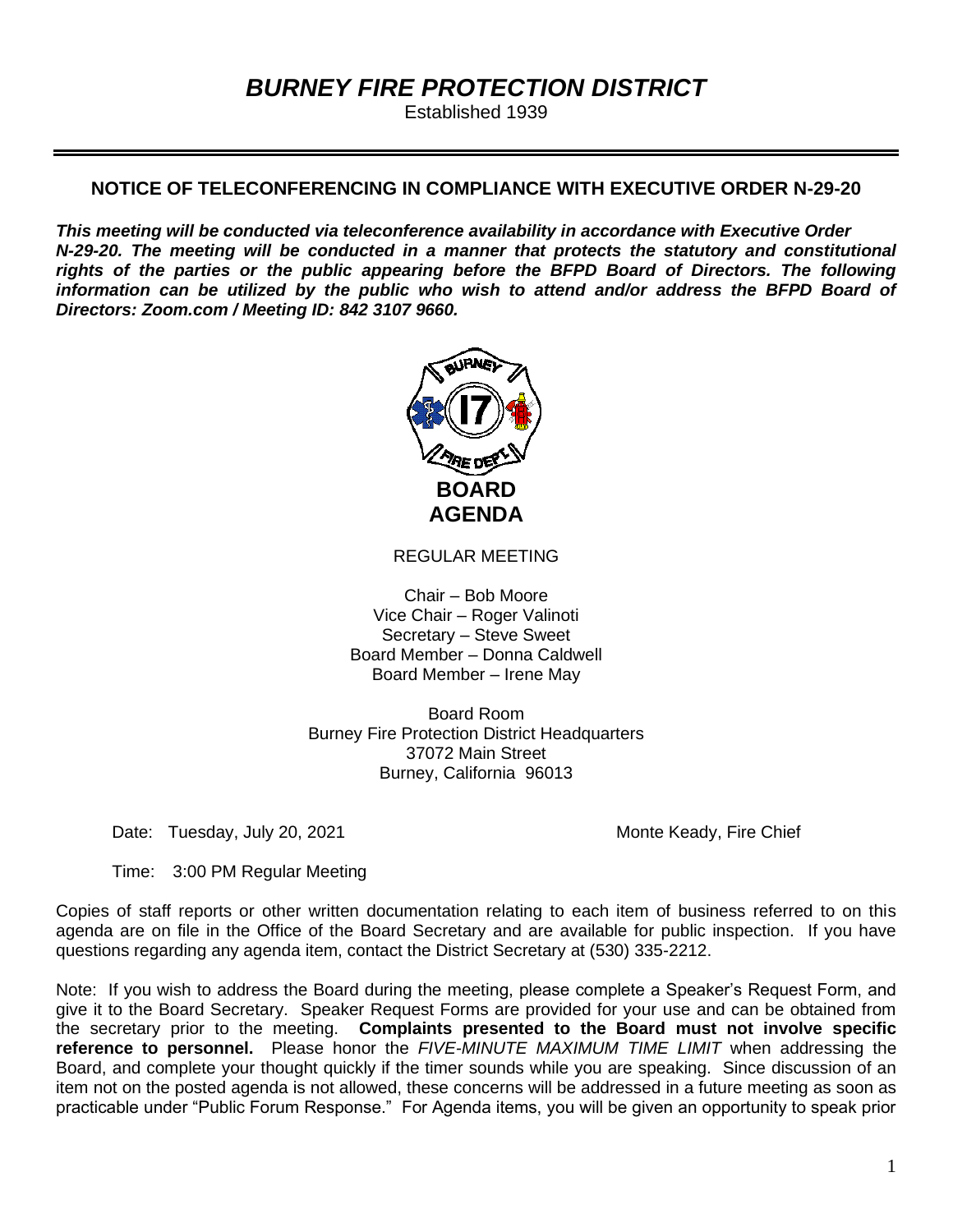# *BURNEY FIRE PROTECTION DISTRICT*

Established 1939

---

**NOTICE OF TELECONFERENCING IN COMPLIANCE WITH EXECUTIVE ORDER N-29-20**

***This meeting will be conducted via teleconference availability in accordance with Executive Order N-29-20. The meeting will be conducted in a manner that protects the statutory and constitutional rights of the parties or the public appearing before the BFPD Board of Directors. The following information can be utilized by the public who wish to attend and/or address the BFPD Board of Directors: Zoom.com / Meeting ID: 842 3107 9660.***

**BOARD AGENDA**

REGULAR MEETING

Chair – Bob Moore
Vice Chair – Roger Valinoti
Secretary – Steve Sweet
Board Member – Donna Caldwell
Board Member – Irene May

Board Room
Burney Fire Protection District Headquarters
37072 Main Street
Burney, California 96013

Date: Tuesday, July 20, 2021

Monte Keady, Fire Chief

Time: 3:00 PM Regular Meeting

Copies of staff reports or other written documentation relating to each item of business referred to on this agenda are on file in the Office of the Board Secretary and are available for public inspection. If you have questions regarding any agenda item, contact the District Secretary at (530) 335-2212.

Note: If you wish to address the Board during the meeting, please complete a Speaker's Request Form, and give it to the Board Secretary. Speaker Request Forms are provided for your use and can be obtained from the secretary prior to the meeting. **Complaints presented to the Board must not involve specific reference to personnel.** Please honor the *FIVE-MINUTE MAXIMUM TIME LIMIT* when addressing the Board, and complete your thought quickly if the timer sounds while you are speaking. Since discussion of an item not on the posted agenda is not allowed, these concerns will be addressed in a future meeting as soon as practicable under "Public Forum Response." For Agenda items, you will be given an opportunity to speak prior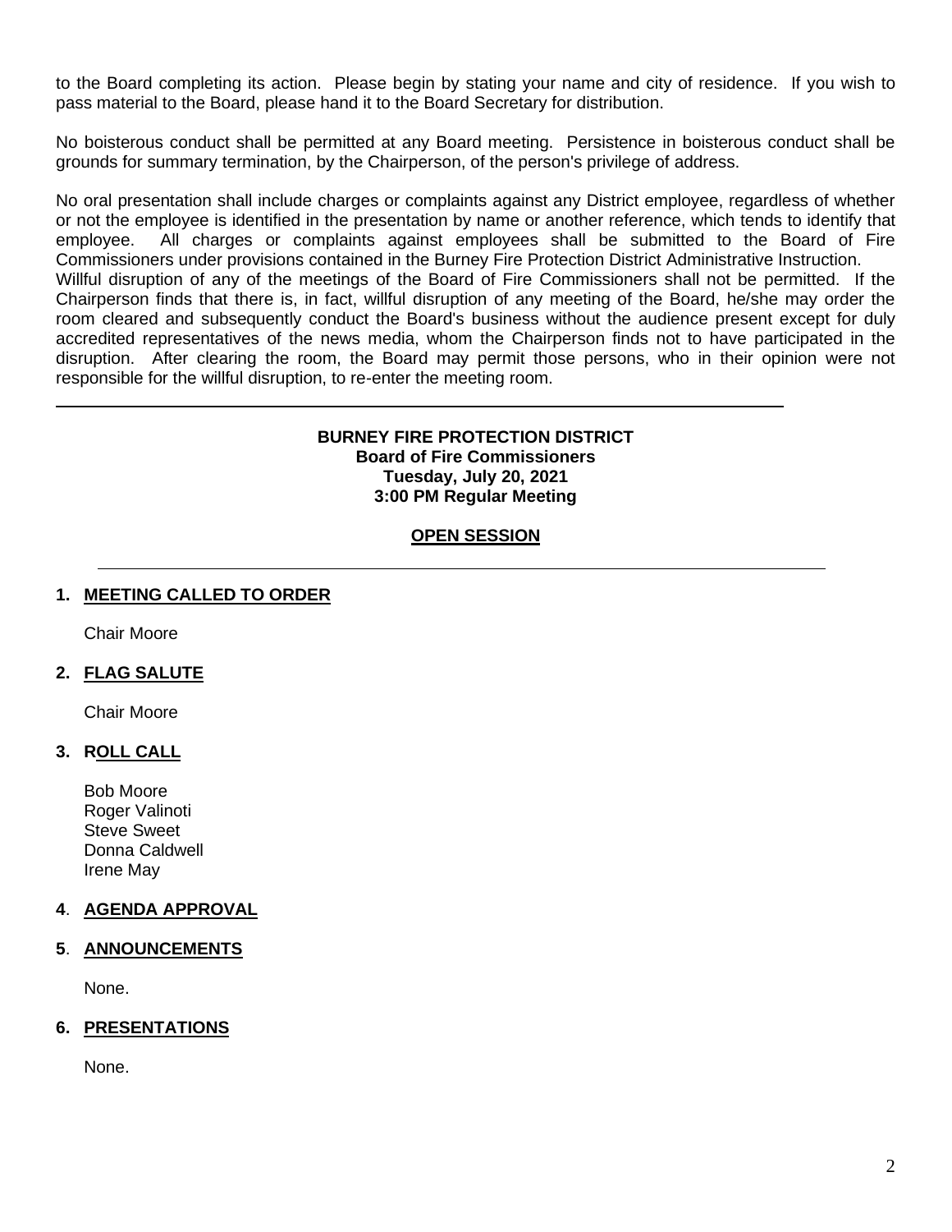to the Board completing its action. Please begin by stating your name and city of residence. If you wish to pass material to the Board, please hand it to the Board Secretary for distribution.

No boisterous conduct shall be permitted at any Board meeting. Persistence in boisterous conduct shall be grounds for summary termination, by the Chairperson, of the person's privilege of address.

No oral presentation shall include charges or complaints against any District employee, regardless of whether or not the employee is identified in the presentation by name or another reference, which tends to identify that employee. All charges or complaints against employees shall be submitted to the Board of Fire Commissioners under provisions contained in the Burney Fire Protection District Administrative Instruction.
Willful disruption of any of the meetings of the Board of Fire Commissioners shall not be permitted. If the Chairperson finds that there is, in fact, willful disruption of any meeting of the Board, he/she may order the room cleared and subsequently conduct the Board's business without the audience present except for duly accredited representatives of the news media, whom the Chairperson finds not to have participated in the disruption. After clearing the room, the Board may permit those persons, who in their opinion were not responsible for the willful disruption, to re-enter the meeting room.

---

**BURNEY FIRE PROTECTION DISTRICT**
**Board of Fire Commissioners**
**Tuesday, July 20, 2021**
**3:00 PM Regular Meeting**

**OPEN SESSION**

---

## 1. MEETING CALLED TO ORDER

Chair Moore

## 2. FLAG SALUTE

Chair Moore

## 3. ROLL CALL

Bob Moore
Roger Valinoti
Steve Sweet
Donna Caldwell
Irene May

## 4. AGENDA APPROVAL

## 5. ANNOUNCEMENTS

None.

## 6. PRESENTATIONS

None.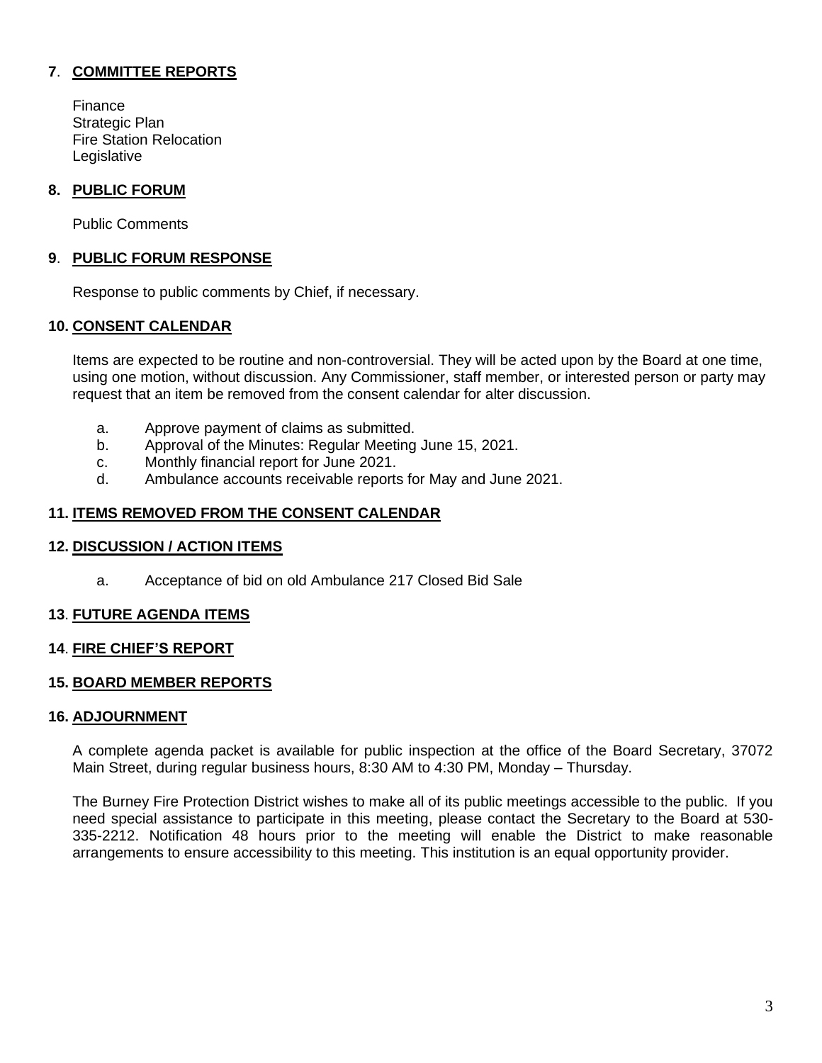**7**. **COMMITTEE REPORTS**

Finance
Strategic Plan
Fire Station Relocation
Legislative

**8. PUBLIC FORUM**

Public Comments

**9**. **PUBLIC FORUM RESPONSE**

Response to public comments by Chief, if necessary.

**10. CONSENT CALENDAR**

Items are expected to be routine and non-controversial. They will be acted upon by the Board at one time, using one motion, without discussion. Any Commissioner, staff member, or interested person or party may request that an item be removed from the consent calendar for alter discussion.

a. Approve payment of claims as submitted.
b. Approval of the Minutes: Regular Meeting June 15, 2021.
c. Monthly financial report for June 2021.
d. Ambulance accounts receivable reports for May and June 2021.

**11. ITEMS REMOVED FROM THE CONSENT CALENDAR**

**12. DISCUSSION / ACTION ITEMS**

a. Acceptance of bid on old Ambulance 217 Closed Bid Sale

**13**. **FUTURE AGENDA ITEMS**

**14**. **FIRE CHIEF'S REPORT**

**15. BOARD MEMBER REPORTS**

**16. ADJOURNMENT**

A complete agenda packet is available for public inspection at the office of the Board Secretary, 37072 Main Street, during regular business hours, 8:30 AM to 4:30 PM, Monday – Thursday.

The Burney Fire Protection District wishes to make all of its public meetings accessible to the public. If you need special assistance to participate in this meeting, please contact the Secretary to the Board at 530-335-2212. Notification 48 hours prior to the meeting will enable the District to make reasonable arrangements to ensure accessibility to this meeting. This institution is an equal opportunity provider.